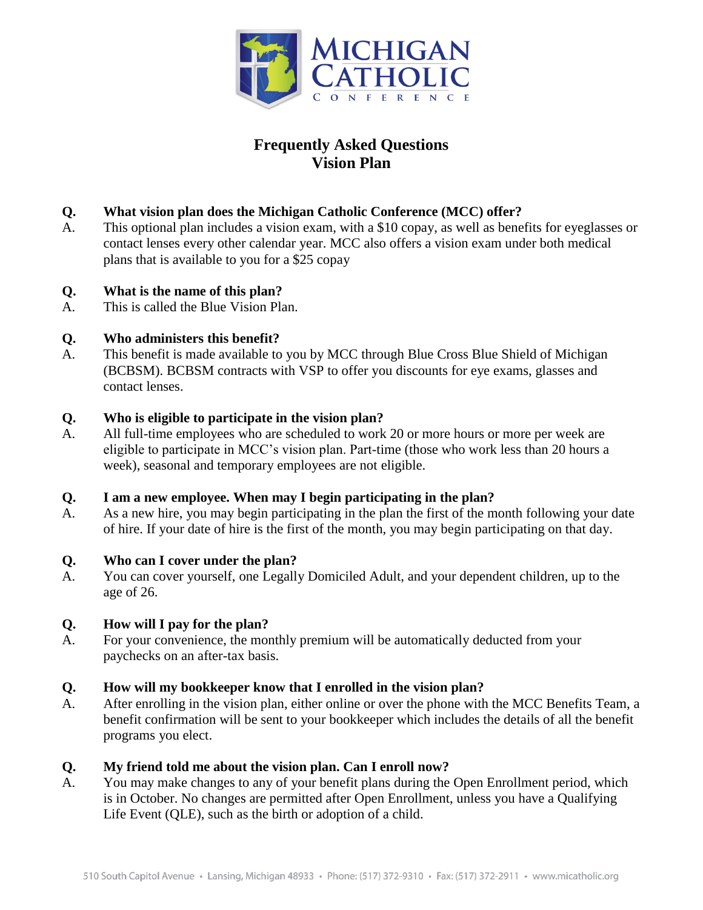# Frequently Asked Questions
## Vision Plan

**Q. What vision plan does the Michigan Catholic Conference (MCC) offer?**

A. This optional plan includes a vision exam, with a $10 copay, as well as benefits for eyeglasses or contact lenses every other calendar year. MCC also offers a vision exam under both medical plans that is available to you for a $25 copay

**Q. What is the name of this plan?**

A. This is called the Blue Vision Plan.

**Q. Who administers this benefit?**

A. This benefit is made available to you by MCC through Blue Cross Blue Shield of Michigan (BCBSM). BCBSM contracts with VSP to offer you discounts for eye exams, glasses and contact lenses.

**Q. Who is eligible to participate in the vision plan?**

A. All full-time employees who are scheduled to work 20 or more hours or more per week are eligible to participate in MCC's vision plan. Part-time (those who work less than 20 hours a week), seasonal and temporary employees are not eligible.

**Q. I am a new employee. When may I begin participating in the plan?**

A. As a new hire, you may begin participating in the plan the first of the month following your date of hire. If your date of hire is the first of the month, you may begin participating on that day.

**Q. Who can I cover under the plan?**

A. You can cover yourself, one Legally Domiciled Adult, and your dependent children, up to the age of 26.

**Q. How will I pay for the plan?**

A. For your convenience, the monthly premium will be automatically deducted from your paychecks on an after-tax basis.

**Q. How will my bookkeeper know that I enrolled in the vision plan?**

A. After enrolling in the vision plan, either online or over the phone with the MCC Benefits Team, a benefit confirmation will be sent to your bookkeeper which includes the details of all the benefit programs you elect.

**Q. My friend told me about the vision plan. Can I enroll now?**

A. You may make changes to any of your benefit plans during the Open Enrollment period, which is in October. No changes are permitted after Open Enrollment, unless you have a Qualifying Life Event (QLE), such as the birth or adoption of a child.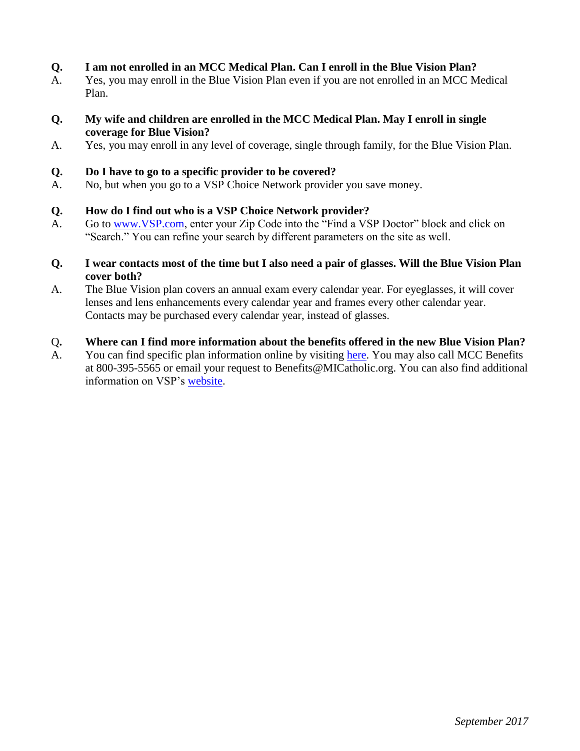**Q. I am not enrolled in an MCC Medical Plan. Can I enroll in the Blue Vision Plan?**

A. Yes, you may enroll in the Blue Vision Plan even if you are not enrolled in an MCC Medical Plan.

**Q. My wife and children are enrolled in the MCC Medical Plan. May I enroll in single coverage for Blue Vision?**

A. Yes, you may enroll in any level of coverage, single through family, for the Blue Vision Plan.

**Q. Do I have to go to a specific provider to be covered?**

A. No, but when you go to a VSP Choice Network provider you save money.

**Q. How do I find out who is a VSP Choice Network provider?**

A. Go to www.VSP.com, enter your Zip Code into the "Find a VSP Doctor" block and click on "Search." You can refine your search by different parameters on the site as well.

**Q. I wear contacts most of the time but I also need a pair of glasses. Will the Blue Vision Plan cover both?**

A. The Blue Vision plan covers an annual exam every calendar year. For eyeglasses, it will cover lenses and lens enhancements every calendar year and frames every other calendar year. Contacts may be purchased every calendar year, instead of glasses.

Q**. Where can I find more information about the benefits offered in the new Blue Vision Plan?**

A. You can find specific plan information online by visiting here. You may also call MCC Benefits at 800-395-5565 or email your request to Benefits@MICatholic.org. You can also find additional information on VSP's website.

*September 2017*